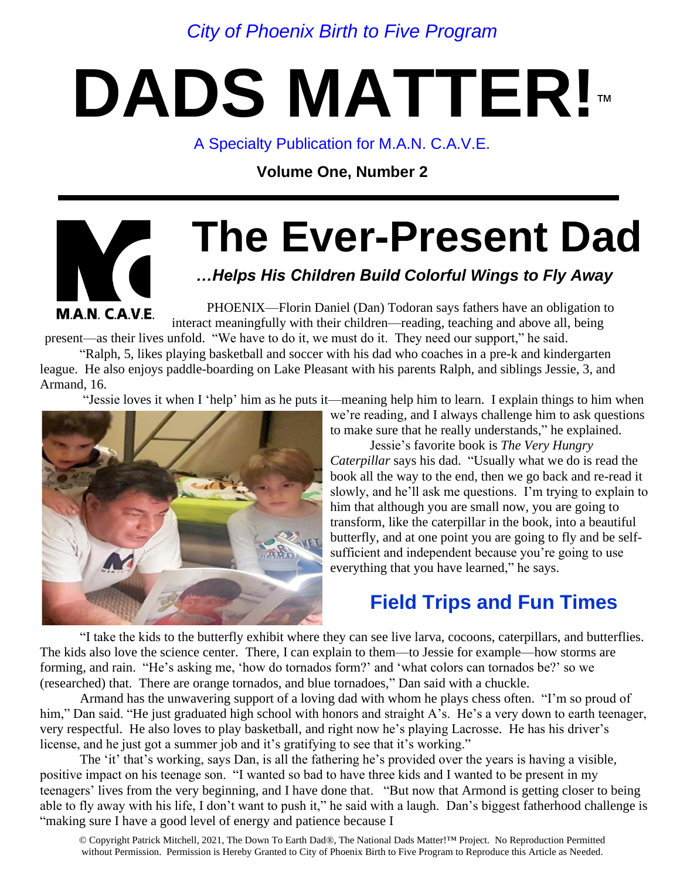*City of Phoenix Birth to Five Program*

# DADS MATTER!™

A Specialty Publication for M.A.N. C.A.V.E.

**Volume One, Number 2**

M.A.N. C.A.V.E.

# The Ever-Present Dad

### *…Helps His Children Build Colorful Wings to Fly Away*

PHOENIX—Florin Daniel (Dan) Todoran says fathers have an obligation to interact meaningfully with their children—reading, teaching and above all, being present—as their lives unfold. "We have to do it, we must do it. They need our support," he said.

"Ralph, 5, likes playing basketball and soccer with his dad who coaches in a pre-k and kindergarten league. He also enjoys paddle-boarding on Lake Pleasant with his parents Ralph, and siblings Jessie, 3, and Armand, 16.

"Jessie loves it when I 'help' him as he puts it—meaning help him to learn. I explain things to him when we're reading, and I always challenge him to ask questions to make sure that he really understands," he explained.

Jessie's favorite book is *The Very Hungry Caterpillar* says his dad. "Usually what we do is read the book all the way to the end, then we go back and re-read it slowly, and he'll ask me questions. I'm trying to explain to him that although you are small now, you are going to transform, like the caterpillar in the book, into a beautiful butterfly, and at one point you are going to fly and be self-sufficient and independent because you're going to use everything that you have learned," he says.

## Field Trips and Fun Times

"I take the kids to the butterfly exhibit where they can see live larva, cocoons, caterpillars, and butterflies. The kids also love the science center. There, I can explain to them—to Jessie for example—how storms are forming, and rain. "He's asking me, 'how do tornados form?' and 'what colors can tornados be?' so we (researched) that. There are orange tornados, and blue tornadoes," Dan said with a chuckle.

Armand has the unwavering support of a loving dad with whom he plays chess often. "I'm so proud of him," Dan said. "He just graduated high school with honors and straight A's. He's a very down to earth teenager, very respectful. He also loves to play basketball, and right now he's playing Lacrosse. He has his driver's license, and he just got a summer job and it's gratifying to see that it's working."

The 'it' that's working, says Dan, is all the fathering he's provided over the years is having a visible, positive impact on his teenage son. "I wanted so bad to have three kids and I wanted to be present in my teenagers' lives from the very beginning, and I have done that. "But now that Armond is getting closer to being able to fly away with his life, I don't want to push it," he said with a laugh. Dan's biggest fatherhood challenge is "making sure I have a good level of energy and patience because I

© Copyright Patrick Mitchell, 2021, The Down To Earth Dad®, The National Dads Matter!™ Project. No Reproduction Permitted without Permission. Permission is Hereby Granted to City of Phoenix Birth to Five Program to Reproduce this Article as Needed.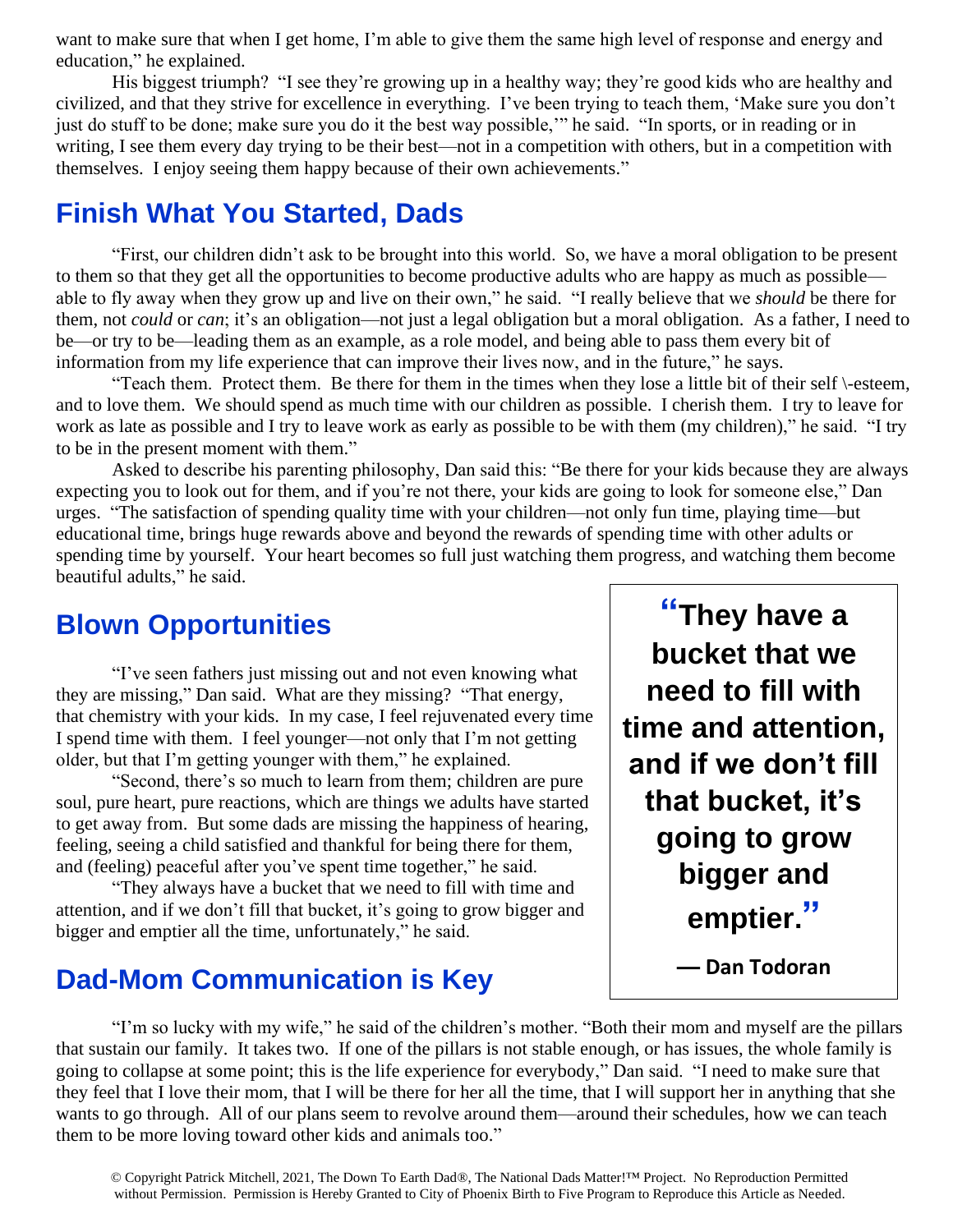want to make sure that when I get home, I'm able to give them the same high level of response and energy and education," he explained.

His biggest triumph? "I see they're growing up in a healthy way; they're good kids who are healthy and civilized, and that they strive for excellence in everything. I've been trying to teach them, 'Make sure you don't just do stuff to be done; make sure you do it the best way possible,'" he said. "In sports, or in reading or in writing, I see them every day trying to be their best—not in a competition with others, but in a competition with themselves. I enjoy seeing them happy because of their own achievements."

## Finish What You Started, Dads

"First, our children didn't ask to be brought into this world. So, we have a moral obligation to be present to them so that they get all the opportunities to become productive adults who are happy as much as possible—able to fly away when they grow up and live on their own," he said. "I really believe that we *should* be there for them, not *could* or *can*; it's an obligation—not just a legal obligation but a moral obligation. As a father, I need to be—or try to be—leading them as an example, as a role model, and being able to pass them every bit of information from my life experience that can improve their lives now, and in the future," he says.

"Teach them. Protect them. Be there for them in the times when they lose a little bit of their self \-esteem, and to love them. We should spend as much time with our children as possible. I cherish them. I try to leave for work as late as possible and I try to leave work as early as possible to be with them (my children)," he said. "I try to be in the present moment with them."

Asked to describe his parenting philosophy, Dan said this: "Be there for your kids because they are always expecting you to look out for them, and if you're not there, your kids are going to look for someone else," Dan urges. "The satisfaction of spending quality time with your children—not only fun time, playing time—but educational time, brings huge rewards above and beyond the rewards of spending time with other adults or spending time by yourself. Your heart becomes so full just watching them progress, and watching them become beautiful adults," he said.

## Blown Opportunities

"I've seen fathers just missing out and not even knowing what they are missing," Dan said. What are they missing? "That energy, that chemistry with your kids. In my case, I feel rejuvenated every time I spend time with them. I feel younger—not only that I'm not getting older, but that I'm getting younger with them," he explained.

"Second, there's so much to learn from them; children are pure soul, pure heart, pure reactions, which are things we adults have started to get away from. But some dads are missing the happiness of hearing, feeling, seeing a child satisfied and thankful for being there for them, and (feeling) peaceful after you've spent time together," he said.

"They always have a bucket that we need to fill with time and attention, and if we don't fill that bucket, it's going to grow bigger and bigger and emptier all the time, unfortunately," he said.

> **"They have a bucket that we need to fill with time and attention, and if we don't fill that bucket, it's going to grow bigger and emptier."**
>
> **— Dan Todoran**

## Dad-Mom Communication is Key

"I'm so lucky with my wife," he said of the children's mother. "Both their mom and myself are the pillars that sustain our family. It takes two. If one of the pillars is not stable enough, or has issues, the whole family is going to collapse at some point; this is the life experience for everybody," Dan said. "I need to make sure that they feel that I love their mom, that I will be there for her all the time, that I will support her in anything that she wants to go through. All of our plans seem to revolve around them—around their schedules, how we can teach them to be more loving toward other kids and animals too."

© Copyright Patrick Mitchell, 2021, The Down To Earth Dad®, The National Dads Matter!™ Project. No Reproduction Permitted without Permission. Permission is Hereby Granted to City of Phoenix Birth to Five Program to Reproduce this Article as Needed.